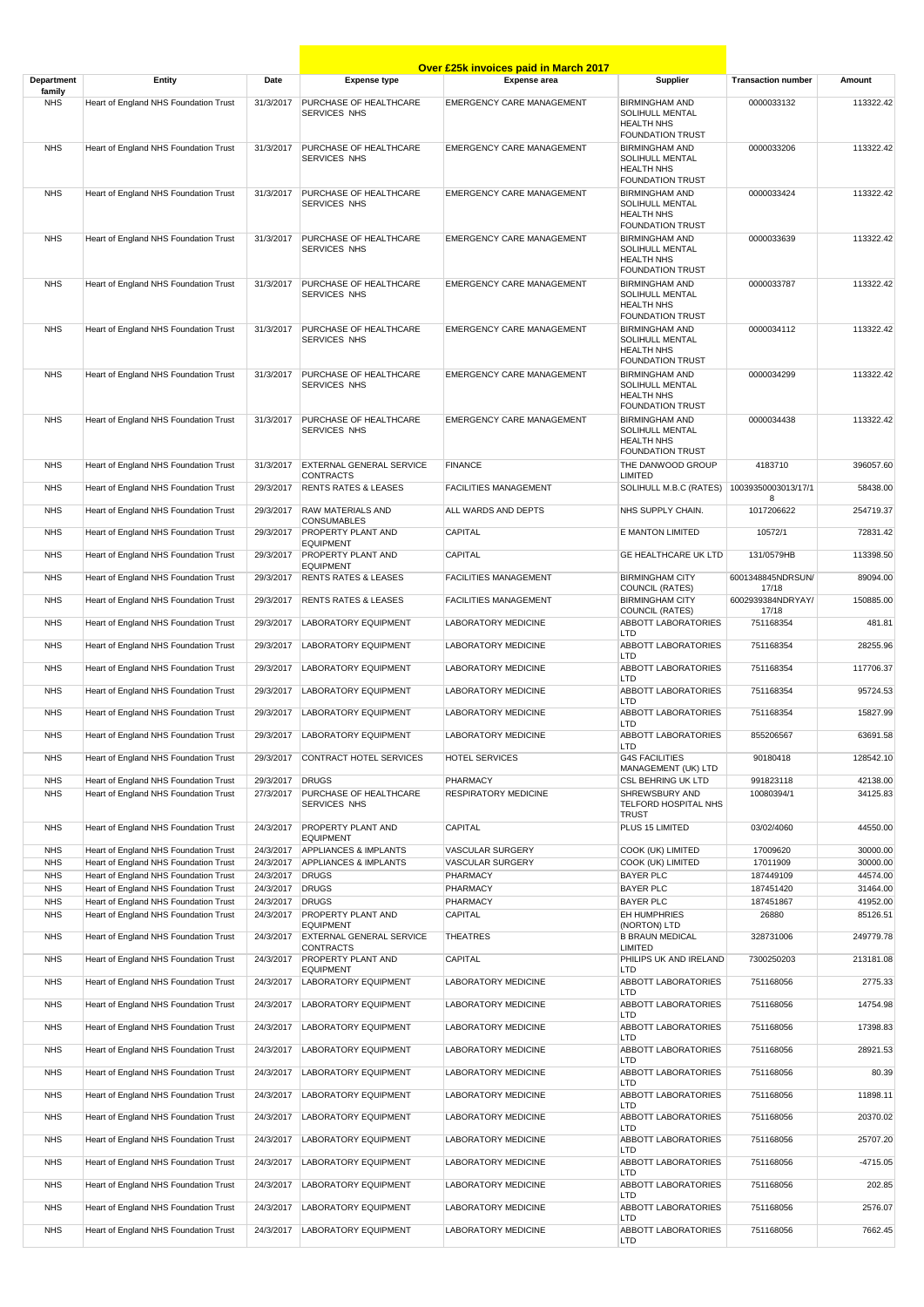# Over £25k invoices paid in March 2017

| Department family | Entity | Date | Expense type | Expense area | Supplier | Transaction number | Amount |
|---|---|---|---|---|---|---|---|
| NHS | Heart of England NHS Foundation Trust | 31/3/2017 | PURCHASE OF HEALTHCARE SERVICES NHS | EMERGENCY CARE MANAGEMENT | BIRMINGHAM AND SOLIHULL MENTAL HEALTH NHS FOUNDATION TRUST | 0000033132 | 113322.42 |
| NHS | Heart of England NHS Foundation Trust | 31/3/2017 | PURCHASE OF HEALTHCARE SERVICES NHS | EMERGENCY CARE MANAGEMENT | BIRMINGHAM AND SOLIHULL MENTAL HEALTH NHS FOUNDATION TRUST | 0000033206 | 113322.42 |
| NHS | Heart of England NHS Foundation Trust | 31/3/2017 | PURCHASE OF HEALTHCARE SERVICES NHS | EMERGENCY CARE MANAGEMENT | BIRMINGHAM AND SOLIHULL MENTAL HEALTH NHS FOUNDATION TRUST | 0000033424 | 113322.42 |
| NHS | Heart of England NHS Foundation Trust | 31/3/2017 | PURCHASE OF HEALTHCARE SERVICES NHS | EMERGENCY CARE MANAGEMENT | BIRMINGHAM AND SOLIHULL MENTAL HEALTH NHS FOUNDATION TRUST | 0000033639 | 113322.42 |
| NHS | Heart of England NHS Foundation Trust | 31/3/2017 | PURCHASE OF HEALTHCARE SERVICES NHS | EMERGENCY CARE MANAGEMENT | BIRMINGHAM AND SOLIHULL MENTAL HEALTH NHS FOUNDATION TRUST | 0000033787 | 113322.42 |
| NHS | Heart of England NHS Foundation Trust | 31/3/2017 | PURCHASE OF HEALTHCARE SERVICES NHS | EMERGENCY CARE MANAGEMENT | BIRMINGHAM AND SOLIHULL MENTAL HEALTH NHS FOUNDATION TRUST | 0000034112 | 113322.42 |
| NHS | Heart of England NHS Foundation Trust | 31/3/2017 | PURCHASE OF HEALTHCARE SERVICES NHS | EMERGENCY CARE MANAGEMENT | BIRMINGHAM AND SOLIHULL MENTAL HEALTH NHS FOUNDATION TRUST | 0000034299 | 113322.42 |
| NHS | Heart of England NHS Foundation Trust | 31/3/2017 | PURCHASE OF HEALTHCARE SERVICES NHS | EMERGENCY CARE MANAGEMENT | BIRMINGHAM AND SOLIHULL MENTAL HEALTH NHS FOUNDATION TRUST | 0000034438 | 113322.42 |
| NHS | Heart of England NHS Foundation Trust | 31/3/2017 | EXTERNAL GENERAL SERVICE CONTRACTS | FINANCE | THE DANWOOD GROUP LIMITED | 4183710 | 396057.60 |
| NHS | Heart of England NHS Foundation Trust | 29/3/2017 | RENTS RATES & LEASES | FACILITIES MANAGEMENT | SOLIHULL M.B.C (RATES) | 10039350003013/17/18 | 58438.00 |
| NHS | Heart of England NHS Foundation Trust | 29/3/2017 | RAW MATERIALS AND CONSUMABLES | ALL WARDS AND DEPTS | NHS SUPPLY CHAIN. | 1017206622 | 254719.37 |
| NHS | Heart of England NHS Foundation Trust | 29/3/2017 | PROPERTY PLANT AND EQUIPMENT | CAPITAL | E MANTON LIMITED | 10572/1 | 72831.42 |
| NHS | Heart of England NHS Foundation Trust | 29/3/2017 | PROPERTY PLANT AND EQUIPMENT | CAPITAL | GE HEALTHCARE UK LTD | 131/0579HB | 113398.50 |
| NHS | Heart of England NHS Foundation Trust | 29/3/2017 | RENTS RATES & LEASES | FACILITIES MANAGEMENT | BIRMINGHAM CITY COUNCIL (RATES) | 6001348845NDRSUN/17/18 | 89094.00 |
| NHS | Heart of England NHS Foundation Trust | 29/3/2017 | RENTS RATES & LEASES | FACILITIES MANAGEMENT | BIRMINGHAM CITY COUNCIL (RATES) | 6002939384NDRYAY/17/18 | 150885.00 |
| NHS | Heart of England NHS Foundation Trust | 29/3/2017 | LABORATORY EQUIPMENT | LABORATORY MEDICINE | ABBOTT LABORATORIES LTD | 751168354 | 481.81 |
| NHS | Heart of England NHS Foundation Trust | 29/3/2017 | LABORATORY EQUIPMENT | LABORATORY MEDICINE | ABBOTT LABORATORIES LTD | 751168354 | 28255.96 |
| NHS | Heart of England NHS Foundation Trust | 29/3/2017 | LABORATORY EQUIPMENT | LABORATORY MEDICINE | ABBOTT LABORATORIES LTD | 751168354 | 117706.37 |
| NHS | Heart of England NHS Foundation Trust | 29/3/2017 | LABORATORY EQUIPMENT | LABORATORY MEDICINE | ABBOTT LABORATORIES LTD | 751168354 | 95724.53 |
| NHS | Heart of England NHS Foundation Trust | 29/3/2017 | LABORATORY EQUIPMENT | LABORATORY MEDICINE | ABBOTT LABORATORIES LTD | 751168354 | 15827.99 |
| NHS | Heart of England NHS Foundation Trust | 29/3/2017 | LABORATORY EQUIPMENT | LABORATORY MEDICINE | ABBOTT LABORATORIES LTD | 855206567 | 63691.58 |
| NHS | Heart of England NHS Foundation Trust | 29/3/2017 | CONTRACT HOTEL SERVICES | HOTEL SERVICES | G4S FACILITIES MANAGEMENT (UK) LTD | 90180418 | 128542.10 |
| NHS | Heart of England NHS Foundation Trust | 29/3/2017 | DRUGS | PHARMACY | CSL BEHRING UK LTD | 991823118 | 42138.00 |
| NHS | Heart of England NHS Foundation Trust | 27/3/2017 | PURCHASE OF HEALTHCARE SERVICES NHS | RESPIRATORY MEDICINE | SHREWSBURY AND TELFORD HOSPITAL NHS TRUST | 10080394/1 | 34125.83 |
| NHS | Heart of England NHS Foundation Trust | 24/3/2017 | PROPERTY PLANT AND EQUIPMENT | CAPITAL | PLUS 15 LIMITED | 03/02/4060 | 44550.00 |
| NHS | Heart of England NHS Foundation Trust | 24/3/2017 | APPLIANCES & IMPLANTS | VASCULAR SURGERY | COOK (UK) LIMITED | 17009620 | 30000.00 |
| NHS | Heart of England NHS Foundation Trust | 24/3/2017 | APPLIANCES & IMPLANTS | VASCULAR SURGERY | COOK (UK) LIMITED | 17011909 | 30000.00 |
| NHS | Heart of England NHS Foundation Trust | 24/3/2017 | DRUGS | PHARMACY | BAYER PLC | 187449109 | 44574.00 |
| NHS | Heart of England NHS Foundation Trust | 24/3/2017 | DRUGS | PHARMACY | BAYER PLC | 187451420 | 31464.00 |
| NHS | Heart of England NHS Foundation Trust | 24/3/2017 | DRUGS | PHARMACY | BAYER PLC | 187451867 | 41952.00 |
| NHS | Heart of England NHS Foundation Trust | 24/3/2017 | PROPERTY PLANT AND EQUIPMENT | CAPITAL | EH HUMPHRIES (NORTON) LTD | 26880 | 85126.51 |
| NHS | Heart of England NHS Foundation Trust | 24/3/2017 | EXTERNAL GENERAL SERVICE CONTRACTS | THEATRES | B BRAUN MEDICAL LIMITED | 328731006 | 249779.78 |
| NHS | Heart of England NHS Foundation Trust | 24/3/2017 | PROPERTY PLANT AND EQUIPMENT | CAPITAL | PHILIPS UK AND IRELAND LTD | 7300250203 | 213181.08 |
| NHS | Heart of England NHS Foundation Trust | 24/3/2017 | LABORATORY EQUIPMENT | LABORATORY MEDICINE | ABBOTT LABORATORIES LTD | 751168056 | 2775.33 |
| NHS | Heart of England NHS Foundation Trust | 24/3/2017 | LABORATORY EQUIPMENT | LABORATORY MEDICINE | ABBOTT LABORATORIES LTD | 751168056 | 14754.98 |
| NHS | Heart of England NHS Foundation Trust | 24/3/2017 | LABORATORY EQUIPMENT | LABORATORY MEDICINE | ABBOTT LABORATORIES LTD | 751168056 | 17398.83 |
| NHS | Heart of England NHS Foundation Trust | 24/3/2017 | LABORATORY EQUIPMENT | LABORATORY MEDICINE | ABBOTT LABORATORIES LTD | 751168056 | 28921.53 |
| NHS | Heart of England NHS Foundation Trust | 24/3/2017 | LABORATORY EQUIPMENT | LABORATORY MEDICINE | ABBOTT LABORATORIES LTD | 751168056 | 80.39 |
| NHS | Heart of England NHS Foundation Trust | 24/3/2017 | LABORATORY EQUIPMENT | LABORATORY MEDICINE | ABBOTT LABORATORIES LTD | 751168056 | 11898.11 |
| NHS | Heart of England NHS Foundation Trust | 24/3/2017 | LABORATORY EQUIPMENT | LABORATORY MEDICINE | ABBOTT LABORATORIES LTD | 751168056 | 20370.02 |
| NHS | Heart of England NHS Foundation Trust | 24/3/2017 | LABORATORY EQUIPMENT | LABORATORY MEDICINE | ABBOTT LABORATORIES LTD | 751168056 | 25707.20 |
| NHS | Heart of England NHS Foundation Trust | 24/3/2017 | LABORATORY EQUIPMENT | LABORATORY MEDICINE | ABBOTT LABORATORIES LTD | 751168056 | -4715.05 |
| NHS | Heart of England NHS Foundation Trust | 24/3/2017 | LABORATORY EQUIPMENT | LABORATORY MEDICINE | ABBOTT LABORATORIES LTD | 751168056 | 202.85 |
| NHS | Heart of England NHS Foundation Trust | 24/3/2017 | LABORATORY EQUIPMENT | LABORATORY MEDICINE | ABBOTT LABORATORIES LTD | 751168056 | 2576.07 |
| NHS | Heart of England NHS Foundation Trust | 24/3/2017 | LABORATORY EQUIPMENT | LABORATORY MEDICINE | ABBOTT LABORATORIES LTD | 751168056 | 7662.45 |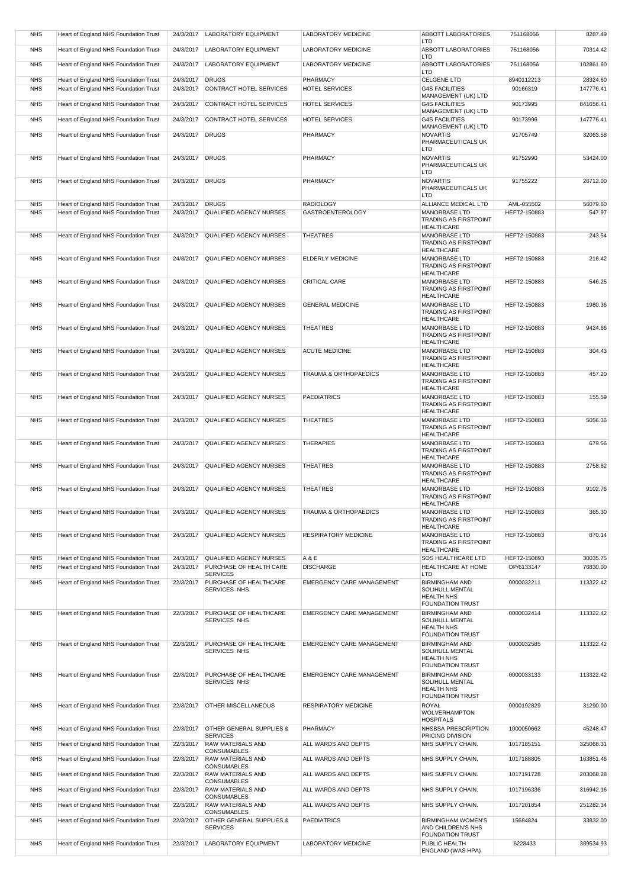| NHS | Heart of England NHS Foundation Trust | 24/3/2017 | LABORATORY EQUIPMENT | LABORATORY MEDICINE | ABBOTT LABORATORIES LTD | 751168056 | 8287.49 |
|---|---|---|---|---|---|---|---|
| NHS | Heart of England NHS Foundation Trust | 24/3/2017 | LABORATORY EQUIPMENT | LABORATORY MEDICINE | ABBOTT LABORATORIES LTD | 751168056 | 70314.42 |
| NHS | Heart of England NHS Foundation Trust | 24/3/2017 | LABORATORY EQUIPMENT | LABORATORY MEDICINE | ABBOTT LABORATORIES LTD | 751168056 | 102861.60 |
| NHS | Heart of England NHS Foundation Trust | 24/3/2017 | DRUGS | PHARMACY | CELGENE LTD | 8940112213 | 28324.80 |
| NHS | Heart of England NHS Foundation Trust | 24/3/2017 | CONTRACT HOTEL SERVICES | HOTEL SERVICES | G4S FACILITIES MANAGEMENT (UK) LTD | 90166319 | 147776.41 |
| NHS | Heart of England NHS Foundation Trust | 24/3/2017 | CONTRACT HOTEL SERVICES | HOTEL SERVICES | G4S FACILITIES MANAGEMENT (UK) LTD | 90173995 | 841656.41 |
| NHS | Heart of England NHS Foundation Trust | 24/3/2017 | CONTRACT HOTEL SERVICES | HOTEL SERVICES | G4S FACILITIES MANAGEMENT (UK) LTD | 90173996 | 147776.41 |
| NHS | Heart of England NHS Foundation Trust | 24/3/2017 | DRUGS | PHARMACY | NOVARTIS PHARMACEUTICALS UK LTD | 91705749 | 32063.58 |
| NHS | Heart of England NHS Foundation Trust | 24/3/2017 | DRUGS | PHARMACY | NOVARTIS PHARMACEUTICALS UK LTD | 91752990 | 53424.00 |
| NHS | Heart of England NHS Foundation Trust | 24/3/2017 | DRUGS | PHARMACY | NOVARTIS PHARMACEUTICALS UK LTD | 91755222 | 26712.00 |
| NHS | Heart of England NHS Foundation Trust | 24/3/2017 | DRUGS | RADIOLOGY | ALLIANCE MEDICAL LTD | AML-055502 | 56079.60 |
| NHS | Heart of England NHS Foundation Trust | 24/3/2017 | QUALIFIED AGENCY NURSES | GASTROENTEROLOGY | MANORBASE LTD TRADING AS FIRSTPOINT HEALTHCARE | HEFT2-150883 | 547.97 |
| NHS | Heart of England NHS Foundation Trust | 24/3/2017 | QUALIFIED AGENCY NURSES | THEATRES | MANORBASE LTD TRADING AS FIRSTPOINT HEALTHCARE | HEFT2-150883 | 243.54 |
| NHS | Heart of England NHS Foundation Trust | 24/3/2017 | QUALIFIED AGENCY NURSES | ELDERLY MEDICINE | MANORBASE LTD TRADING AS FIRSTPOINT HEALTHCARE | HEFT2-150883 | 216.42 |
| NHS | Heart of England NHS Foundation Trust | 24/3/2017 | QUALIFIED AGENCY NURSES | CRITICAL CARE | MANORBASE LTD TRADING AS FIRSTPOINT HEALTHCARE | HEFT2-150883 | 546.25 |
| NHS | Heart of England NHS Foundation Trust | 24/3/2017 | QUALIFIED AGENCY NURSES | GENERAL MEDICINE | MANORBASE LTD TRADING AS FIRSTPOINT HEALTHCARE | HEFT2-150883 | 1980.36 |
| NHS | Heart of England NHS Foundation Trust | 24/3/2017 | QUALIFIED AGENCY NURSES | THEATRES | MANORBASE LTD TRADING AS FIRSTPOINT HEALTHCARE | HEFT2-150883 | 9424.66 |
| NHS | Heart of England NHS Foundation Trust | 24/3/2017 | QUALIFIED AGENCY NURSES | ACUTE MEDICINE | MANORBASE LTD TRADING AS FIRSTPOINT HEALTHCARE | HEFT2-150883 | 304.43 |
| NHS | Heart of England NHS Foundation Trust | 24/3/2017 | QUALIFIED AGENCY NURSES | TRAUMA & ORTHOPAEDICS | MANORBASE LTD TRADING AS FIRSTPOINT HEALTHCARE | HEFT2-150883 | 457.20 |
| NHS | Heart of England NHS Foundation Trust | 24/3/2017 | QUALIFIED AGENCY NURSES | PAEDIATRICS | MANORBASE LTD TRADING AS FIRSTPOINT HEALTHCARE | HEFT2-150883 | 155.59 |
| NHS | Heart of England NHS Foundation Trust | 24/3/2017 | QUALIFIED AGENCY NURSES | THEATRES | MANORBASE LTD TRADING AS FIRSTPOINT HEALTHCARE | HEFT2-150883 | 5056.36 |
| NHS | Heart of England NHS Foundation Trust | 24/3/2017 | QUALIFIED AGENCY NURSES | THERAPIES | MANORBASE LTD TRADING AS FIRSTPOINT HEALTHCARE | HEFT2-150883 | 679.56 |
| NHS | Heart of England NHS Foundation Trust | 24/3/2017 | QUALIFIED AGENCY NURSES | THEATRES | MANORBASE LTD TRADING AS FIRSTPOINT HEALTHCARE | HEFT2-150883 | 2758.82 |
| NHS | Heart of England NHS Foundation Trust | 24/3/2017 | QUALIFIED AGENCY NURSES | THEATRES | MANORBASE LTD TRADING AS FIRSTPOINT HEALTHCARE | HEFT2-150883 | 9102.76 |
| NHS | Heart of England NHS Foundation Trust | 24/3/2017 | QUALIFIED AGENCY NURSES | TRAUMA & ORTHOPAEDICS | MANORBASE LTD TRADING AS FIRSTPOINT HEALTHCARE | HEFT2-150883 | 365.30 |
| NHS | Heart of England NHS Foundation Trust | 24/3/2017 | QUALIFIED AGENCY NURSES | RESPIRATORY MEDICINE | MANORBASE LTD TRADING AS FIRSTPOINT HEALTHCARE | HEFT2-150883 | 870.14 |
| NHS | Heart of England NHS Foundation Trust | 24/3/2017 | QUALIFIED AGENCY NURSES | A & E | SOS HEALTHCARE LTD | HEFT2-150893 | 30035.75 |
| NHS | Heart of England NHS Foundation Trust | 24/3/2017 | PURCHASE OF HEALTH CARE SERVICES | DISCHARGE | HEALTHCARE AT HOME LTD | OP/6133147 | 76830.00 |
| NHS | Heart of England NHS Foundation Trust | 22/3/2017 | PURCHASE OF HEALTHCARE SERVICES NHS | EMERGENCY CARE MANAGEMENT | BIRMINGHAM AND SOLIHULL MENTAL HEALTH NHS FOUNDATION TRUST | 0000032211 | 113322.42 |
| NHS | Heart of England NHS Foundation Trust | 22/3/2017 | PURCHASE OF HEALTHCARE SERVICES NHS | EMERGENCY CARE MANAGEMENT | BIRMINGHAM AND SOLIHULL MENTAL HEALTH NHS FOUNDATION TRUST | 0000032414 | 113322.42 |
| NHS | Heart of England NHS Foundation Trust | 22/3/2017 | PURCHASE OF HEALTHCARE SERVICES NHS | EMERGENCY CARE MANAGEMENT | BIRMINGHAM AND SOLIHULL MENTAL HEALTH NHS FOUNDATION TRUST | 0000032585 | 113322.42 |
| NHS | Heart of England NHS Foundation Trust | 22/3/2017 | PURCHASE OF HEALTHCARE SERVICES NHS | EMERGENCY CARE MANAGEMENT | BIRMINGHAM AND SOLIHULL MENTAL HEALTH NHS FOUNDATION TRUST | 0000033133 | 113322.42 |
| NHS | Heart of England NHS Foundation Trust | 22/3/2017 | OTHER MISCELLANEOUS | RESPIRATORY MEDICINE | ROYAL WOLVERHAMPTON HOSPITALS | 0000192829 | 31290.00 |
| NHS | Heart of England NHS Foundation Trust | 22/3/2017 | OTHER GENERAL SUPPLIES & SERVICES | PHARMACY | NHSBSA PRESCRIPTION PRICING DIVISION | 1000050662 | 45248.47 |
| NHS | Heart of England NHS Foundation Trust | 22/3/2017 | RAW MATERIALS AND CONSUMABLES | ALL WARDS AND DEPTS | NHS SUPPLY CHAIN. | 1017185151 | 325068.31 |
| NHS | Heart of England NHS Foundation Trust | 22/3/2017 | RAW MATERIALS AND CONSUMABLES | ALL WARDS AND DEPTS | NHS SUPPLY CHAIN. | 1017188805 | 163851.46 |
| NHS | Heart of England NHS Foundation Trust | 22/3/2017 | RAW MATERIALS AND CONSUMABLES | ALL WARDS AND DEPTS | NHS SUPPLY CHAIN. | 1017191728 | 203068.28 |
| NHS | Heart of England NHS Foundation Trust | 22/3/2017 | RAW MATERIALS AND CONSUMABLES | ALL WARDS AND DEPTS | NHS SUPPLY CHAIN. | 1017196336 | 316942.16 |
| NHS | Heart of England NHS Foundation Trust | 22/3/2017 | RAW MATERIALS AND CONSUMABLES | ALL WARDS AND DEPTS | NHS SUPPLY CHAIN. | 1017201854 | 251282.34 |
| NHS | Heart of England NHS Foundation Trust | 22/3/2017 | OTHER GENERAL SUPPLIES & SERVICES | PAEDIATRICS | BIRMINGHAM WOMEN'S AND CHILDREN'S NHS FOUNDATION TRUST | 15684824 | 33832.00 |
| NHS | Heart of England NHS Foundation Trust | 22/3/2017 | LABORATORY EQUIPMENT | LABORATORY MEDICINE | PUBLIC HEALTH ENGLAND (WAS HPA) | 6228433 | 389534.93 |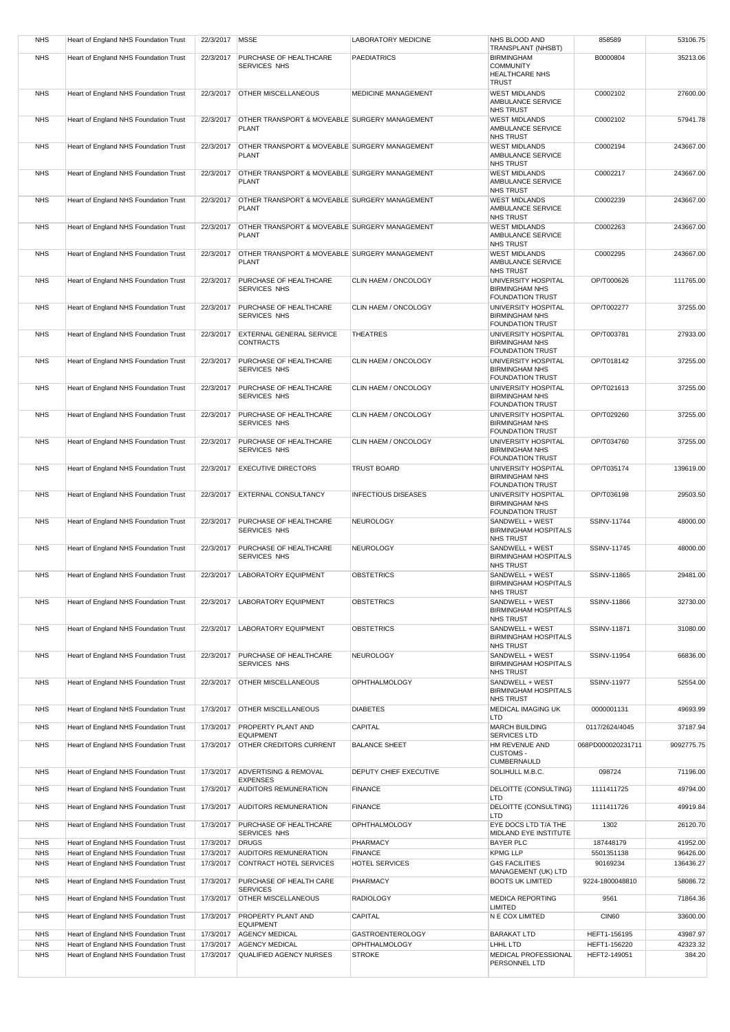| NHS | Heart of England NHS Foundation Trust | 22/3/2017 | MSSE | LABORATORY MEDICINE | NHS BLOOD AND TRANSPLANT (NHSBT) | 858589 | 53106.75 |
|---|---|---|---|---|---|---|---|
| NHS | Heart of England NHS Foundation Trust | 22/3/2017 | PURCHASE OF HEALTHCARE SERVICES NHS | PAEDIATRICS | BIRMINGHAM COMMUNITY HEALTHCARE NHS TRUST | B0000804 | 35213.06 |
| NHS | Heart of England NHS Foundation Trust | 22/3/2017 | OTHER MISCELLANEOUS | MEDICINE MANAGEMENT | WEST MIDLANDS AMBULANCE SERVICE NHS TRUST | C0002102 | 27600.00 |
| NHS | Heart of England NHS Foundation Trust | 22/3/2017 | OTHER TRANSPORT & MOVEABLE PLANT | SURGERY MANAGEMENT | WEST MIDLANDS AMBULANCE SERVICE NHS TRUST | C0002102 | 57941.78 |
| NHS | Heart of England NHS Foundation Trust | 22/3/2017 | OTHER TRANSPORT & MOVEABLE PLANT | SURGERY MANAGEMENT | WEST MIDLANDS AMBULANCE SERVICE NHS TRUST | C0002194 | 243667.00 |
| NHS | Heart of England NHS Foundation Trust | 22/3/2017 | OTHER TRANSPORT & MOVEABLE PLANT | SURGERY MANAGEMENT | WEST MIDLANDS AMBULANCE SERVICE NHS TRUST | C0002217 | 243667.00 |
| NHS | Heart of England NHS Foundation Trust | 22/3/2017 | OTHER TRANSPORT & MOVEABLE PLANT | SURGERY MANAGEMENT | WEST MIDLANDS AMBULANCE SERVICE NHS TRUST | C0002239 | 243667.00 |
| NHS | Heart of England NHS Foundation Trust | 22/3/2017 | OTHER TRANSPORT & MOVEABLE PLANT | SURGERY MANAGEMENT | WEST MIDLANDS AMBULANCE SERVICE NHS TRUST | C0002263 | 243667.00 |
| NHS | Heart of England NHS Foundation Trust | 22/3/2017 | OTHER TRANSPORT & MOVEABLE PLANT | SURGERY MANAGEMENT | WEST MIDLANDS AMBULANCE SERVICE NHS TRUST | C0002295 | 243667.00 |
| NHS | Heart of England NHS Foundation Trust | 22/3/2017 | PURCHASE OF HEALTHCARE SERVICES NHS | CLIN HAEM / ONCOLOGY | UNIVERSITY HOSPITAL BIRMINGHAM NHS FOUNDATION TRUST | OP/T000626 | 111765.00 |
| NHS | Heart of England NHS Foundation Trust | 22/3/2017 | PURCHASE OF HEALTHCARE SERVICES NHS | CLIN HAEM / ONCOLOGY | UNIVERSITY HOSPITAL BIRMINGHAM NHS FOUNDATION TRUST | OP/T002277 | 37255.00 |
| NHS | Heart of England NHS Foundation Trust | 22/3/2017 | EXTERNAL GENERAL SERVICE CONTRACTS | THEATRES | UNIVERSITY HOSPITAL BIRMINGHAM NHS FOUNDATION TRUST | OP/T003781 | 27933.00 |
| NHS | Heart of England NHS Foundation Trust | 22/3/2017 | PURCHASE OF HEALTHCARE SERVICES NHS | CLIN HAEM / ONCOLOGY | UNIVERSITY HOSPITAL BIRMINGHAM NHS FOUNDATION TRUST | OP/T018142 | 37255.00 |
| NHS | Heart of England NHS Foundation Trust | 22/3/2017 | PURCHASE OF HEALTHCARE SERVICES NHS | CLIN HAEM / ONCOLOGY | UNIVERSITY HOSPITAL BIRMINGHAM NHS FOUNDATION TRUST | OP/T021613 | 37255.00 |
| NHS | Heart of England NHS Foundation Trust | 22/3/2017 | PURCHASE OF HEALTHCARE SERVICES NHS | CLIN HAEM / ONCOLOGY | UNIVERSITY HOSPITAL BIRMINGHAM NHS FOUNDATION TRUST | OP/T029260 | 37255.00 |
| NHS | Heart of England NHS Foundation Trust | 22/3/2017 | PURCHASE OF HEALTHCARE SERVICES NHS | CLIN HAEM / ONCOLOGY | UNIVERSITY HOSPITAL BIRMINGHAM NHS FOUNDATION TRUST | OP/T034760 | 37255.00 |
| NHS | Heart of England NHS Foundation Trust | 22/3/2017 | EXECUTIVE DIRECTORS | TRUST BOARD | UNIVERSITY HOSPITAL BIRMINGHAM NHS FOUNDATION TRUST | OP/T035174 | 139619.00 |
| NHS | Heart of England NHS Foundation Trust | 22/3/2017 | EXTERNAL CONSULTANCY | INFECTIOUS DISEASES | UNIVERSITY HOSPITAL BIRMINGHAM NHS FOUNDATION TRUST | OP/T036198 | 29503.50 |
| NHS | Heart of England NHS Foundation Trust | 22/3/2017 | PURCHASE OF HEALTHCARE SERVICES NHS | NEUROLOGY | SANDWELL + WEST BIRMINGHAM HOSPITALS NHS TRUST | SSINV-11744 | 48000.00 |
| NHS | Heart of England NHS Foundation Trust | 22/3/2017 | PURCHASE OF HEALTHCARE SERVICES NHS | NEUROLOGY | SANDWELL + WEST BIRMINGHAM HOSPITALS NHS TRUST | SSINV-11745 | 48000.00 |
| NHS | Heart of England NHS Foundation Trust | 22/3/2017 | LABORATORY EQUIPMENT | OBSTETRICS | SANDWELL + WEST BIRMINGHAM HOSPITALS NHS TRUST | SSINV-11865 | 29481.00 |
| NHS | Heart of England NHS Foundation Trust | 22/3/2017 | LABORATORY EQUIPMENT | OBSTETRICS | SANDWELL + WEST BIRMINGHAM HOSPITALS NHS TRUST | SSINV-11866 | 32730.00 |
| NHS | Heart of England NHS Foundation Trust | 22/3/2017 | LABORATORY EQUIPMENT | OBSTETRICS | SANDWELL + WEST BIRMINGHAM HOSPITALS NHS TRUST | SSINV-11871 | 31080.00 |
| NHS | Heart of England NHS Foundation Trust | 22/3/2017 | PURCHASE OF HEALTHCARE SERVICES NHS | NEUROLOGY | SANDWELL + WEST BIRMINGHAM HOSPITALS NHS TRUST | SSINV-11954 | 66836.00 |
| NHS | Heart of England NHS Foundation Trust | 22/3/2017 | OTHER MISCELLANEOUS | OPHTHALMOLOGY | SANDWELL + WEST BIRMINGHAM HOSPITALS NHS TRUST | SSINV-11977 | 52554.00 |
| NHS | Heart of England NHS Foundation Trust | 17/3/2017 | OTHER MISCELLANEOUS | DIABETES | MEDICAL IMAGING UK LTD | 0000001131 | 49693.99 |
| NHS | Heart of England NHS Foundation Trust | 17/3/2017 | PROPERTY PLANT AND EQUIPMENT | CAPITAL | MARCH BUILDING SERVICES LTD | 0117/2624/4045 | 37187.94 |
| NHS | Heart of England NHS Foundation Trust | 17/3/2017 | OTHER CREDITORS CURRENT | BALANCE SHEET | HM REVENUE AND CUSTOMS - CUMBERNAULD | 068PD000020231711 | 9092775.75 |
| NHS | Heart of England NHS Foundation Trust | 17/3/2017 | ADVERTISING & REMOVAL EXPENSES | DEPUTY CHIEF EXECUTIVE | SOLIHULL M.B.C. | 098724 | 71196.00 |
| NHS | Heart of England NHS Foundation Trust | 17/3/2017 | AUDITORS REMUNERATION | FINANCE | DELOITTE (CONSULTING) LTD | 1111411725 | 49794.00 |
| NHS | Heart of England NHS Foundation Trust | 17/3/2017 | AUDITORS REMUNERATION | FINANCE | DELOITTE (CONSULTING) LTD | 1111411726 | 49919.84 |
| NHS | Heart of England NHS Foundation Trust | 17/3/2017 | PURCHASE OF HEALTHCARE SERVICES NHS | OPHTHALMOLOGY | EYE DOCS LTD T/A THE MIDLAND EYE INSTITUTE | 1302 | 26120.70 |
| NHS | Heart of England NHS Foundation Trust | 17/3/2017 | DRUGS | PHARMACY | BAYER PLC | 187448179 | 41952.00 |
| NHS | Heart of England NHS Foundation Trust | 17/3/2017 | AUDITORS REMUNERATION | FINANCE | KPMG LLP | 5501351138 | 96426.00 |
| NHS | Heart of England NHS Foundation Trust | 17/3/2017 | CONTRACT HOTEL SERVICES | HOTEL SERVICES | G4S FACILITIES MANAGEMENT (UK) LTD | 90169234 | 136436.27 |
| NHS | Heart of England NHS Foundation Trust | 17/3/2017 | PURCHASE OF HEALTH CARE SERVICES | PHARMACY | BOOTS UK LIMITED | 9224-1800048810 | 58086.72 |
| NHS | Heart of England NHS Foundation Trust | 17/3/2017 | OTHER MISCELLANEOUS | RADIOLOGY | MEDICA REPORTING LIMITED | 9561 | 71864.36 |
| NHS | Heart of England NHS Foundation Trust | 17/3/2017 | PROPERTY PLANT AND EQUIPMENT | CAPITAL | N E COX LIMITED | CIN60 | 33600.00 |
| NHS | Heart of England NHS Foundation Trust | 17/3/2017 | AGENCY MEDICAL | GASTROENTEROLOGY | BARAKAT LTD | HEFT1-156195 | 43987.97 |
| NHS | Heart of England NHS Foundation Trust | 17/3/2017 | AGENCY MEDICAL | OPHTHALMOLOGY | LHHL LTD | HEFT1-156220 | 42323.32 |
| NHS | Heart of England NHS Foundation Trust | 17/3/2017 | QUALIFIED AGENCY NURSES | STROKE | MEDICAL PROFESSIONAL PERSONNEL LTD | HEFT2-149051 | 384.20 |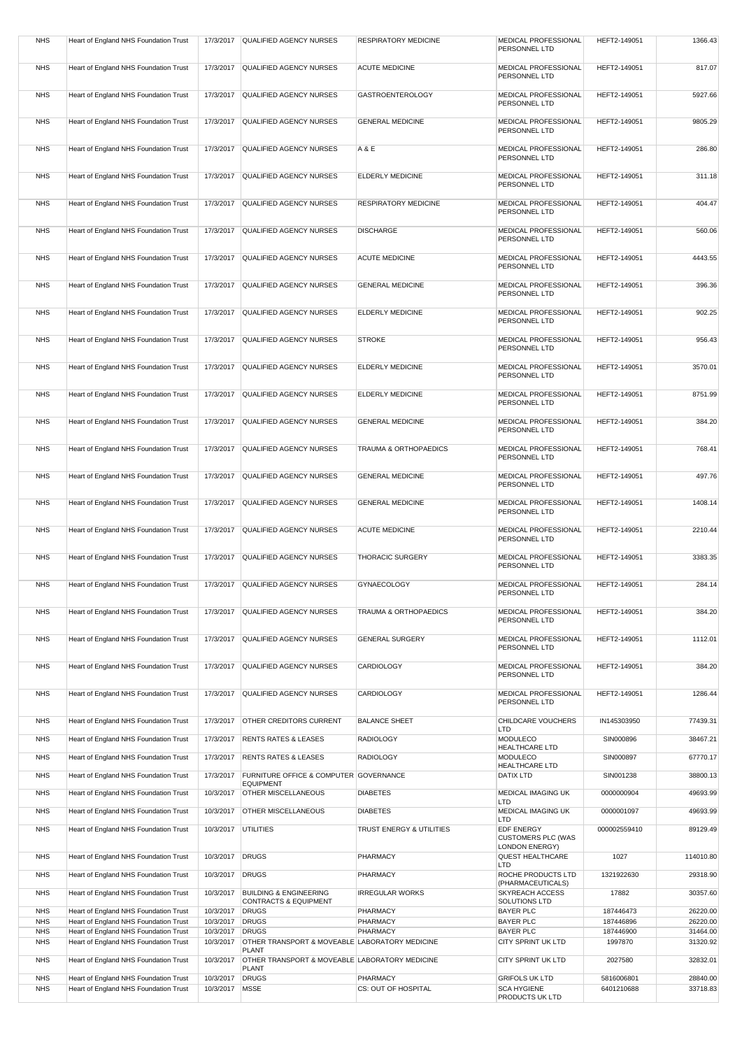| NHS | Heart of England NHS Foundation Trust | 17/3/2017 | QUALIFIED AGENCY NURSES | RESPIRATORY MEDICINE | MEDICAL PROFESSIONAL PERSONNEL LTD | HEFT2-149051 | 1366.43 |
|---|---|---|---|---|---|---|---|
| NHS | Heart of England NHS Foundation Trust | 17/3/2017 | QUALIFIED AGENCY NURSES | ACUTE MEDICINE | MEDICAL PROFESSIONAL PERSONNEL LTD | HEFT2-149051 | 817.07 |
| NHS | Heart of England NHS Foundation Trust | 17/3/2017 | QUALIFIED AGENCY NURSES | GASTROENTEROLOGY | MEDICAL PROFESSIONAL PERSONNEL LTD | HEFT2-149051 | 5927.66 |
| NHS | Heart of England NHS Foundation Trust | 17/3/2017 | QUALIFIED AGENCY NURSES | GENERAL MEDICINE | MEDICAL PROFESSIONAL PERSONNEL LTD | HEFT2-149051 | 9805.29 |
| NHS | Heart of England NHS Foundation Trust | 17/3/2017 | QUALIFIED AGENCY NURSES | A & E | MEDICAL PROFESSIONAL PERSONNEL LTD | HEFT2-149051 | 286.80 |
| NHS | Heart of England NHS Foundation Trust | 17/3/2017 | QUALIFIED AGENCY NURSES | ELDERLY MEDICINE | MEDICAL PROFESSIONAL PERSONNEL LTD | HEFT2-149051 | 311.18 |
| NHS | Heart of England NHS Foundation Trust | 17/3/2017 | QUALIFIED AGENCY NURSES | RESPIRATORY MEDICINE | MEDICAL PROFESSIONAL PERSONNEL LTD | HEFT2-149051 | 404.47 |
| NHS | Heart of England NHS Foundation Trust | 17/3/2017 | QUALIFIED AGENCY NURSES | DISCHARGE | MEDICAL PROFESSIONAL PERSONNEL LTD | HEFT2-149051 | 560.06 |
| NHS | Heart of England NHS Foundation Trust | 17/3/2017 | QUALIFIED AGENCY NURSES | ACUTE MEDICINE | MEDICAL PROFESSIONAL PERSONNEL LTD | HEFT2-149051 | 4443.55 |
| NHS | Heart of England NHS Foundation Trust | 17/3/2017 | QUALIFIED AGENCY NURSES | GENERAL MEDICINE | MEDICAL PROFESSIONAL PERSONNEL LTD | HEFT2-149051 | 396.36 |
| NHS | Heart of England NHS Foundation Trust | 17/3/2017 | QUALIFIED AGENCY NURSES | ELDERLY MEDICINE | MEDICAL PROFESSIONAL PERSONNEL LTD | HEFT2-149051 | 902.25 |
| NHS | Heart of England NHS Foundation Trust | 17/3/2017 | QUALIFIED AGENCY NURSES | STROKE | MEDICAL PROFESSIONAL PERSONNEL LTD | HEFT2-149051 | 956.43 |
| NHS | Heart of England NHS Foundation Trust | 17/3/2017 | QUALIFIED AGENCY NURSES | ELDERLY MEDICINE | MEDICAL PROFESSIONAL PERSONNEL LTD | HEFT2-149051 | 3570.01 |
| NHS | Heart of England NHS Foundation Trust | 17/3/2017 | QUALIFIED AGENCY NURSES | ELDERLY MEDICINE | MEDICAL PROFESSIONAL PERSONNEL LTD | HEFT2-149051 | 8751.99 |
| NHS | Heart of England NHS Foundation Trust | 17/3/2017 | QUALIFIED AGENCY NURSES | GENERAL MEDICINE | MEDICAL PROFESSIONAL PERSONNEL LTD | HEFT2-149051 | 384.20 |
| NHS | Heart of England NHS Foundation Trust | 17/3/2017 | QUALIFIED AGENCY NURSES | TRAUMA & ORTHOPAEDICS | MEDICAL PROFESSIONAL PERSONNEL LTD | HEFT2-149051 | 768.41 |
| NHS | Heart of England NHS Foundation Trust | 17/3/2017 | QUALIFIED AGENCY NURSES | GENERAL MEDICINE | MEDICAL PROFESSIONAL PERSONNEL LTD | HEFT2-149051 | 497.76 |
| NHS | Heart of England NHS Foundation Trust | 17/3/2017 | QUALIFIED AGENCY NURSES | GENERAL MEDICINE | MEDICAL PROFESSIONAL PERSONNEL LTD | HEFT2-149051 | 1408.14 |
| NHS | Heart of England NHS Foundation Trust | 17/3/2017 | QUALIFIED AGENCY NURSES | ACUTE MEDICINE | MEDICAL PROFESSIONAL PERSONNEL LTD | HEFT2-149051 | 2210.44 |
| NHS | Heart of England NHS Foundation Trust | 17/3/2017 | QUALIFIED AGENCY NURSES | THORACIC SURGERY | MEDICAL PROFESSIONAL PERSONNEL LTD | HEFT2-149051 | 3383.35 |
| NHS | Heart of England NHS Foundation Trust | 17/3/2017 | QUALIFIED AGENCY NURSES | GYNAECOLOGY | MEDICAL PROFESSIONAL PERSONNEL LTD | HEFT2-149051 | 284.14 |
| NHS | Heart of England NHS Foundation Trust | 17/3/2017 | QUALIFIED AGENCY NURSES | TRAUMA & ORTHOPAEDICS | MEDICAL PROFESSIONAL PERSONNEL LTD | HEFT2-149051 | 384.20 |
| NHS | Heart of England NHS Foundation Trust | 17/3/2017 | QUALIFIED AGENCY NURSES | GENERAL SURGERY | MEDICAL PROFESSIONAL PERSONNEL LTD | HEFT2-149051 | 1112.01 |
| NHS | Heart of England NHS Foundation Trust | 17/3/2017 | QUALIFIED AGENCY NURSES | CARDIOLOGY | MEDICAL PROFESSIONAL PERSONNEL LTD | HEFT2-149051 | 384.20 |
| NHS | Heart of England NHS Foundation Trust | 17/3/2017 | QUALIFIED AGENCY NURSES | CARDIOLOGY | MEDICAL PROFESSIONAL PERSONNEL LTD | HEFT2-149051 | 1286.44 |
| NHS | Heart of England NHS Foundation Trust | 17/3/2017 | OTHER CREDITORS CURRENT | BALANCE SHEET | CHILDCARE VOUCHERS LTD | IN145303950 | 77439.31 |
| NHS | Heart of England NHS Foundation Trust | 17/3/2017 | RENTS RATES & LEASES | RADIOLOGY | MODULECO HEALTHCARE LTD | SIN000896 | 38467.21 |
| NHS | Heart of England NHS Foundation Trust | 17/3/2017 | RENTS RATES & LEASES | RADIOLOGY | MODULECO HEALTHCARE LTD | SIN000897 | 67770.17 |
| NHS | Heart of England NHS Foundation Trust | 17/3/2017 | FURNITURE OFFICE & COMPUTER EQUIPMENT | GOVERNANCE | DATIX LTD | SIN001238 | 38800.13 |
| NHS | Heart of England NHS Foundation Trust | 10/3/2017 | OTHER MISCELLANEOUS | DIABETES | MEDICAL IMAGING UK LTD | 0000000904 | 49693.99 |
| NHS | Heart of England NHS Foundation Trust | 10/3/2017 | OTHER MISCELLANEOUS | DIABETES | MEDICAL IMAGING UK LTD | 0000001097 | 49693.99 |
| NHS | Heart of England NHS Foundation Trust | 10/3/2017 | UTILITIES | TRUST ENERGY & UTILITIES | EDF ENERGY CUSTOMERS PLC (WAS LONDON ENERGY) | 000002559410 | 89129.49 |
| NHS | Heart of England NHS Foundation Trust | 10/3/2017 | DRUGS | PHARMACY | QUEST HEALTHCARE LTD | 1027 | 114010.80 |
| NHS | Heart of England NHS Foundation Trust | 10/3/2017 | DRUGS | PHARMACY | ROCHE PRODUCTS LTD (PHARMACEUTICALS) | 1321922630 | 29318.90 |
| NHS | Heart of England NHS Foundation Trust | 10/3/2017 | BUILDING & ENGINEERING CONTRACTS & EQUIPMENT | IRREGULAR WORKS | SKYREACH ACCESS SOLUTIONS LTD | 17882 | 30357.60 |
| NHS | Heart of England NHS Foundation Trust | 10/3/2017 | DRUGS | PHARMACY | BAYER PLC | 187446473 | 26220.00 |
| NHS | Heart of England NHS Foundation Trust | 10/3/2017 | DRUGS | PHARMACY | BAYER PLC | 187446896 | 26220.00 |
| NHS | Heart of England NHS Foundation Trust | 10/3/2017 | DRUGS | PHARMACY | BAYER PLC | 187446900 | 31464.00 |
| NHS | Heart of England NHS Foundation Trust | 10/3/2017 | OTHER TRANSPORT & MOVEABLE PLANT | LABORATORY MEDICINE | CITY SPRINT UK LTD | 1997870 | 31320.92 |
| NHS | Heart of England NHS Foundation Trust | 10/3/2017 | OTHER TRANSPORT & MOVEABLE PLANT | LABORATORY MEDICINE | CITY SPRINT UK LTD | 2027580 | 32832.01 |
| NHS | Heart of England NHS Foundation Trust | 10/3/2017 | DRUGS | PHARMACY | GRIFOLS UK LTD | 5816006801 | 28840.00 |
| NHS | Heart of England NHS Foundation Trust | 10/3/2017 | MSSE | CS: OUT OF HOSPITAL | SCA HYGIENE PRODUCTS UK LTD | 6401210688 | 33718.83 |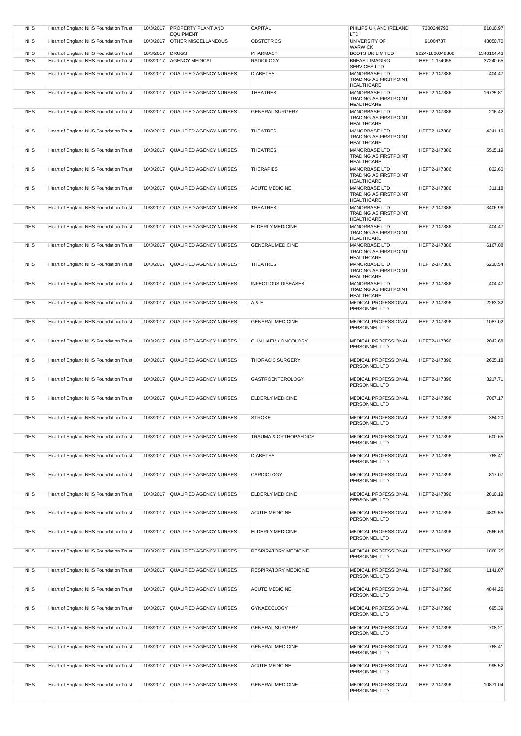| NHS | Heart of England NHS Foundation Trust | 10/3/2017 | PROPERTY PLANT AND EQUIPMENT | CAPITAL | PHILIPS UK AND IRELAND LTD | 7300248793 | 81810.97 |
|---|---|---|---|---|---|---|---|
| NHS | Heart of England NHS Foundation Trust | 10/3/2017 | OTHER MISCELLANEOUS | OBSTETRICS | UNIVERSITY OF WARWICK | 91004787 | 48050.70 |
| NHS | Heart of England NHS Foundation Trust | 10/3/2017 | DRUGS | PHARMACY | BOOTS UK LIMITED | 9224-1800048808 | 1346164.43 |
| NHS | Heart of England NHS Foundation Trust | 10/3/2017 | AGENCY MEDICAL | RADIOLOGY | BREAST IMAGING SERVICES LTD | HEFT1-154055 | 37240.65 |
| NHS | Heart of England NHS Foundation Trust | 10/3/2017 | QUALIFIED AGENCY NURSES | DIABETES | MANORBASE LTD TRADING AS FIRSTPOINT HEALTHCARE | HEFT2-147386 | 404.47 |
| NHS | Heart of England NHS Foundation Trust | 10/3/2017 | QUALIFIED AGENCY NURSES | THEATRES | MANORBASE LTD TRADING AS FIRSTPOINT HEALTHCARE | HEFT2-147386 | 16735.81 |
| NHS | Heart of England NHS Foundation Trust | 10/3/2017 | QUALIFIED AGENCY NURSES | GENERAL SURGERY | MANORBASE LTD TRADING AS FIRSTPOINT HEALTHCARE | HEFT2-147386 | 216.42 |
| NHS | Heart of England NHS Foundation Trust | 10/3/2017 | QUALIFIED AGENCY NURSES | THEATRES | MANORBASE LTD TRADING AS FIRSTPOINT HEALTHCARE | HEFT2-147386 | 4241.10 |
| NHS | Heart of England NHS Foundation Trust | 10/3/2017 | QUALIFIED AGENCY NURSES | THEATRES | MANORBASE LTD TRADING AS FIRSTPOINT HEALTHCARE | HEFT2-147386 | 5515.19 |
| NHS | Heart of England NHS Foundation Trust | 10/3/2017 | QUALIFIED AGENCY NURSES | THERAPIES | MANORBASE LTD TRADING AS FIRSTPOINT HEALTHCARE | HEFT2-147386 | 822.60 |
| NHS | Heart of England NHS Foundation Trust | 10/3/2017 | QUALIFIED AGENCY NURSES | ACUTE MEDICINE | MANORBASE LTD TRADING AS FIRSTPOINT HEALTHCARE | HEFT2-147386 | 311.18 |
| NHS | Heart of England NHS Foundation Trust | 10/3/2017 | QUALIFIED AGENCY NURSES | THEATRES | MANORBASE LTD TRADING AS FIRSTPOINT HEALTHCARE | HEFT2-147386 | 3406.96 |
| NHS | Heart of England NHS Foundation Trust | 10/3/2017 | QUALIFIED AGENCY NURSES | ELDERLY MEDICINE | MANORBASE LTD TRADING AS FIRSTPOINT HEALTHCARE | HEFT2-147386 | 404.47 |
| NHS | Heart of England NHS Foundation Trust | 10/3/2017 | QUALIFIED AGENCY NURSES | GENERAL MEDICINE | MANORBASE LTD TRADING AS FIRSTPOINT HEALTHCARE | HEFT2-147386 | 6167.08 |
| NHS | Heart of England NHS Foundation Trust | 10/3/2017 | QUALIFIED AGENCY NURSES | THEATRES | MANORBASE LTD TRADING AS FIRSTPOINT HEALTHCARE | HEFT2-147386 | 6230.54 |
| NHS | Heart of England NHS Foundation Trust | 10/3/2017 | QUALIFIED AGENCY NURSES | INFECTIOUS DISEASES | MANORBASE LTD TRADING AS FIRSTPOINT HEALTHCARE | HEFT2-147386 | 404.47 |
| NHS | Heart of England NHS Foundation Trust | 10/3/2017 | QUALIFIED AGENCY NURSES | A & E | MEDICAL PROFESSIONAL PERSONNEL LTD | HEFT2-147396 | 2263.32 |
| NHS | Heart of England NHS Foundation Trust | 10/3/2017 | QUALIFIED AGENCY NURSES | GENERAL MEDICINE | MEDICAL PROFESSIONAL PERSONNEL LTD | HEFT2-147396 | 1087.02 |
| NHS | Heart of England NHS Foundation Trust | 10/3/2017 | QUALIFIED AGENCY NURSES | CLIN HAEM / ONCOLOGY | MEDICAL PROFESSIONAL PERSONNEL LTD | HEFT2-147396 | 2042.68 |
| NHS | Heart of England NHS Foundation Trust | 10/3/2017 | QUALIFIED AGENCY NURSES | THORACIC SURGERY | MEDICAL PROFESSIONAL PERSONNEL LTD | HEFT2-147396 | 2635.18 |
| NHS | Heart of England NHS Foundation Trust | 10/3/2017 | QUALIFIED AGENCY NURSES | GASTROENTEROLOGY | MEDICAL PROFESSIONAL PERSONNEL LTD | HEFT2-147396 | 3217.71 |
| NHS | Heart of England NHS Foundation Trust | 10/3/2017 | QUALIFIED AGENCY NURSES | ELDERLY MEDICINE | MEDICAL PROFESSIONAL PERSONNEL LTD | HEFT2-147396 | 7067.17 |
| NHS | Heart of England NHS Foundation Trust | 10/3/2017 | QUALIFIED AGENCY NURSES | STROKE | MEDICAL PROFESSIONAL PERSONNEL LTD | HEFT2-147396 | 384.20 |
| NHS | Heart of England NHS Foundation Trust | 10/3/2017 | QUALIFIED AGENCY NURSES | TRAUMA & ORTHOPAEDICS | MEDICAL PROFESSIONAL PERSONNEL LTD | HEFT2-147396 | 600.65 |
| NHS | Heart of England NHS Foundation Trust | 10/3/2017 | QUALIFIED AGENCY NURSES | DIABETES | MEDICAL PROFESSIONAL PERSONNEL LTD | HEFT2-147396 | 768.41 |
| NHS | Heart of England NHS Foundation Trust | 10/3/2017 | QUALIFIED AGENCY NURSES | CARDIOLOGY | MEDICAL PROFESSIONAL PERSONNEL LTD | HEFT2-147396 | 817.07 |
| NHS | Heart of England NHS Foundation Trust | 10/3/2017 | QUALIFIED AGENCY NURSES | ELDERLY MEDICINE | MEDICAL PROFESSIONAL PERSONNEL LTD | HEFT2-147396 | 2810.19 |
| NHS | Heart of England NHS Foundation Trust | 10/3/2017 | QUALIFIED AGENCY NURSES | ACUTE MEDICINE | MEDICAL PROFESSIONAL PERSONNEL LTD | HEFT2-147396 | 4809.55 |
| NHS | Heart of England NHS Foundation Trust | 10/3/2017 | QUALIFIED AGENCY NURSES | ELDERLY MEDICINE | MEDICAL PROFESSIONAL PERSONNEL LTD | HEFT2-147396 | 7566.69 |
| NHS | Heart of England NHS Foundation Trust | 10/3/2017 | QUALIFIED AGENCY NURSES | RESPIRATORY MEDICINE | MEDICAL PROFESSIONAL PERSONNEL LTD | HEFT2-147396 | 1868.25 |
| NHS | Heart of England NHS Foundation Trust | 10/3/2017 | QUALIFIED AGENCY NURSES | RESPIRATORY MEDICINE | MEDICAL PROFESSIONAL PERSONNEL LTD | HEFT2-147396 | 1141.07 |
| NHS | Heart of England NHS Foundation Trust | 10/3/2017 | QUALIFIED AGENCY NURSES | ACUTE MEDICINE | MEDICAL PROFESSIONAL PERSONNEL LTD | HEFT2-147396 | 4844.26 |
| NHS | Heart of England NHS Foundation Trust | 10/3/2017 | QUALIFIED AGENCY NURSES | GYNAECOLOGY | MEDICAL PROFESSIONAL PERSONNEL LTD | HEFT2-147396 | 695.39 |
| NHS | Heart of England NHS Foundation Trust | 10/3/2017 | QUALIFIED AGENCY NURSES | GENERAL SURGERY | MEDICAL PROFESSIONAL PERSONNEL LTD | HEFT2-147396 | 708.21 |
| NHS | Heart of England NHS Foundation Trust | 10/3/2017 | QUALIFIED AGENCY NURSES | GENERAL MEDICINE | MEDICAL PROFESSIONAL PERSONNEL LTD | HEFT2-147396 | 768.41 |
| NHS | Heart of England NHS Foundation Trust | 10/3/2017 | QUALIFIED AGENCY NURSES | ACUTE MEDICINE | MEDICAL PROFESSIONAL PERSONNEL LTD | HEFT2-147396 | 995.52 |
| NHS | Heart of England NHS Foundation Trust | 10/3/2017 | QUALIFIED AGENCY NURSES | GENERAL MEDICINE | MEDICAL PROFESSIONAL PERSONNEL LTD | HEFT2-147396 | 10871.04 |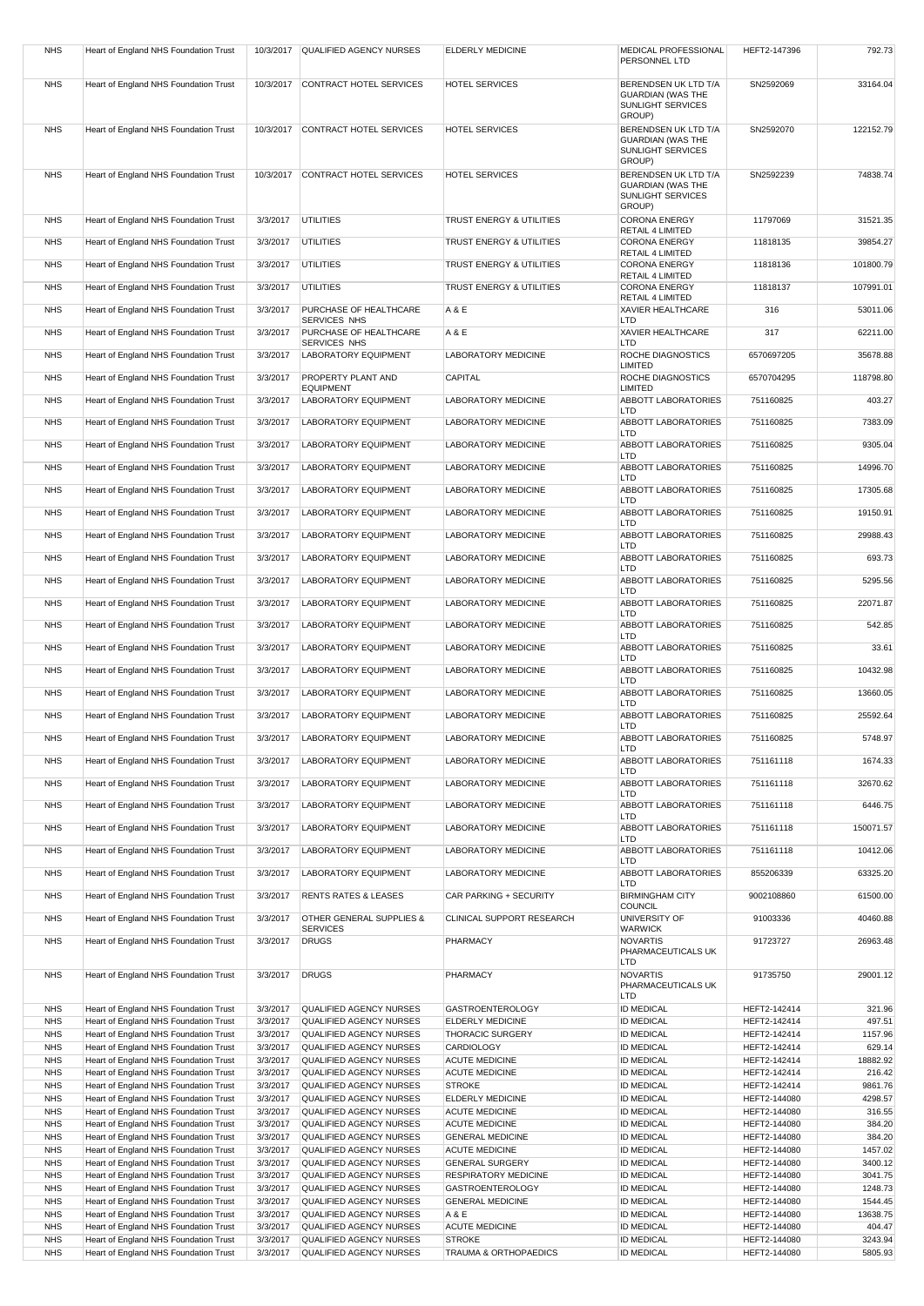| NHS | Heart of England NHS Foundation Trust | 10/3/2017 | QUALIFIED AGENCY NURSES | ELDERLY MEDICINE | MEDICAL PROFESSIONAL PERSONNEL LTD | HEFT2-147396 | 792.73 |
|---|---|---|---|---|---|---|---|
| NHS | Heart of England NHS Foundation Trust | 10/3/2017 | CONTRACT HOTEL SERVICES | HOTEL SERVICES | BERENDSEN UK LTD T/A GUARDIAN (WAS THE SUNLIGHT SERVICES GROUP) | SN2592069 | 33164.04 |
| NHS | Heart of England NHS Foundation Trust | 10/3/2017 | CONTRACT HOTEL SERVICES | HOTEL SERVICES | BERENDSEN UK LTD T/A GUARDIAN (WAS THE SUNLIGHT SERVICES GROUP) | SN2592070 | 122152.79 |
| NHS | Heart of England NHS Foundation Trust | 10/3/2017 | CONTRACT HOTEL SERVICES | HOTEL SERVICES | BERENDSEN UK LTD T/A GUARDIAN (WAS THE SUNLIGHT SERVICES GROUP) | SN2592239 | 74838.74 |
| NHS | Heart of England NHS Foundation Trust | 3/3/2017 | UTILITIES | TRUST ENERGY & UTILITIES | CORONA ENERGY RETAIL 4 LIMITED | 11797069 | 31521.35 |
| NHS | Heart of England NHS Foundation Trust | 3/3/2017 | UTILITIES | TRUST ENERGY & UTILITIES | CORONA ENERGY RETAIL 4 LIMITED | 11818135 | 39854.27 |
| NHS | Heart of England NHS Foundation Trust | 3/3/2017 | UTILITIES | TRUST ENERGY & UTILITIES | CORONA ENERGY RETAIL 4 LIMITED | 11818136 | 101800.79 |
| NHS | Heart of England NHS Foundation Trust | 3/3/2017 | UTILITIES | TRUST ENERGY & UTILITIES | CORONA ENERGY RETAIL 4 LIMITED | 11818137 | 107991.01 |
| NHS | Heart of England NHS Foundation Trust | 3/3/2017 | PURCHASE OF HEALTHCARE SERVICES NHS | A & E | XAVIER HEALTHCARE LTD | 316 | 53011.06 |
| NHS | Heart of England NHS Foundation Trust | 3/3/2017 | PURCHASE OF HEALTHCARE SERVICES NHS | A & E | XAVIER HEALTHCARE LTD | 317 | 62211.00 |
| NHS | Heart of England NHS Foundation Trust | 3/3/2017 | LABORATORY EQUIPMENT | LABORATORY MEDICINE | ROCHE DIAGNOSTICS LIMITED | 6570697205 | 35678.88 |
| NHS | Heart of England NHS Foundation Trust | 3/3/2017 | PROPERTY PLANT AND EQUIPMENT | CAPITAL | ROCHE DIAGNOSTICS LIMITED | 6570704295 | 118798.80 |
| NHS | Heart of England NHS Foundation Trust | 3/3/2017 | LABORATORY EQUIPMENT | LABORATORY MEDICINE | ABBOTT LABORATORIES LTD | 751160825 | 403.27 |
| NHS | Heart of England NHS Foundation Trust | 3/3/2017 | LABORATORY EQUIPMENT | LABORATORY MEDICINE | ABBOTT LABORATORIES LTD | 751160825 | 7383.09 |
| NHS | Heart of England NHS Foundation Trust | 3/3/2017 | LABORATORY EQUIPMENT | LABORATORY MEDICINE | ABBOTT LABORATORIES LTD | 751160825 | 9305.04 |
| NHS | Heart of England NHS Foundation Trust | 3/3/2017 | LABORATORY EQUIPMENT | LABORATORY MEDICINE | ABBOTT LABORATORIES LTD | 751160825 | 14996.70 |
| NHS | Heart of England NHS Foundation Trust | 3/3/2017 | LABORATORY EQUIPMENT | LABORATORY MEDICINE | ABBOTT LABORATORIES LTD | 751160825 | 17305.68 |
| NHS | Heart of England NHS Foundation Trust | 3/3/2017 | LABORATORY EQUIPMENT | LABORATORY MEDICINE | ABBOTT LABORATORIES LTD | 751160825 | 19150.91 |
| NHS | Heart of England NHS Foundation Trust | 3/3/2017 | LABORATORY EQUIPMENT | LABORATORY MEDICINE | ABBOTT LABORATORIES LTD | 751160825 | 29988.43 |
| NHS | Heart of England NHS Foundation Trust | 3/3/2017 | LABORATORY EQUIPMENT | LABORATORY MEDICINE | ABBOTT LABORATORIES LTD | 751160825 | 693.73 |
| NHS | Heart of England NHS Foundation Trust | 3/3/2017 | LABORATORY EQUIPMENT | LABORATORY MEDICINE | ABBOTT LABORATORIES LTD | 751160825 | 5295.56 |
| NHS | Heart of England NHS Foundation Trust | 3/3/2017 | LABORATORY EQUIPMENT | LABORATORY MEDICINE | ABBOTT LABORATORIES LTD | 751160825 | 22071.87 |
| NHS | Heart of England NHS Foundation Trust | 3/3/2017 | LABORATORY EQUIPMENT | LABORATORY MEDICINE | ABBOTT LABORATORIES LTD | 751160825 | 542.85 |
| NHS | Heart of England NHS Foundation Trust | 3/3/2017 | LABORATORY EQUIPMENT | LABORATORY MEDICINE | ABBOTT LABORATORIES LTD | 751160825 | 33.61 |
| NHS | Heart of England NHS Foundation Trust | 3/3/2017 | LABORATORY EQUIPMENT | LABORATORY MEDICINE | ABBOTT LABORATORIES LTD | 751160825 | 10432.98 |
| NHS | Heart of England NHS Foundation Trust | 3/3/2017 | LABORATORY EQUIPMENT | LABORATORY MEDICINE | ABBOTT LABORATORIES LTD | 751160825 | 13660.05 |
| NHS | Heart of England NHS Foundation Trust | 3/3/2017 | LABORATORY EQUIPMENT | LABORATORY MEDICINE | ABBOTT LABORATORIES LTD | 751160825 | 25592.64 |
| NHS | Heart of England NHS Foundation Trust | 3/3/2017 | LABORATORY EQUIPMENT | LABORATORY MEDICINE | ABBOTT LABORATORIES LTD | 751160825 | 5748.97 |
| NHS | Heart of England NHS Foundation Trust | 3/3/2017 | LABORATORY EQUIPMENT | LABORATORY MEDICINE | ABBOTT LABORATORIES LTD | 751161118 | 1674.33 |
| NHS | Heart of England NHS Foundation Trust | 3/3/2017 | LABORATORY EQUIPMENT | LABORATORY MEDICINE | ABBOTT LABORATORIES LTD | 751161118 | 32670.62 |
| NHS | Heart of England NHS Foundation Trust | 3/3/2017 | LABORATORY EQUIPMENT | LABORATORY MEDICINE | ABBOTT LABORATORIES LTD | 751161118 | 6446.75 |
| NHS | Heart of England NHS Foundation Trust | 3/3/2017 | LABORATORY EQUIPMENT | LABORATORY MEDICINE | ABBOTT LABORATORIES LTD | 751161118 | 150071.57 |
| NHS | Heart of England NHS Foundation Trust | 3/3/2017 | LABORATORY EQUIPMENT | LABORATORY MEDICINE | ABBOTT LABORATORIES LTD | 751161118 | 10412.06 |
| NHS | Heart of England NHS Foundation Trust | 3/3/2017 | LABORATORY EQUIPMENT | LABORATORY MEDICINE | ABBOTT LABORATORIES LTD | 855206339 | 63325.20 |
| NHS | Heart of England NHS Foundation Trust | 3/3/2017 | RENTS RATES & LEASES | CAR PARKING + SECURITY | BIRMINGHAM CITY COUNCIL | 9002108860 | 61500.00 |
| NHS | Heart of England NHS Foundation Trust | 3/3/2017 | OTHER GENERAL SUPPLIES & SERVICES | CLINICAL SUPPORT RESEARCH | UNIVERSITY OF WARWICK | 91003336 | 40460.88 |
| NHS | Heart of England NHS Foundation Trust | 3/3/2017 | DRUGS | PHARMACY | NOVARTIS PHARMACEUTICALS UK LTD | 91723727 | 26963.48 |
| NHS | Heart of England NHS Foundation Trust | 3/3/2017 | DRUGS | PHARMACY | NOVARTIS PHARMACEUTICALS UK LTD | 91735750 | 29001.12 |
| NHS | Heart of England NHS Foundation Trust | 3/3/2017 | QUALIFIED AGENCY NURSES | GASTROENTEROLOGY | ID MEDICAL | HEFT2-142414 | 321.96 |
| NHS | Heart of England NHS Foundation Trust | 3/3/2017 | QUALIFIED AGENCY NURSES | ELDERLY MEDICINE | ID MEDICAL | HEFT2-142414 | 497.51 |
| NHS | Heart of England NHS Foundation Trust | 3/3/2017 | QUALIFIED AGENCY NURSES | THORACIC SURGERY | ID MEDICAL | HEFT2-142414 | 1157.96 |
| NHS | Heart of England NHS Foundation Trust | 3/3/2017 | QUALIFIED AGENCY NURSES | CARDIOLOGY | ID MEDICAL | HEFT2-142414 | 629.14 |
| NHS | Heart of England NHS Foundation Trust | 3/3/2017 | QUALIFIED AGENCY NURSES | ACUTE MEDICINE | ID MEDICAL | HEFT2-142414 | 18882.92 |
| NHS | Heart of England NHS Foundation Trust | 3/3/2017 | QUALIFIED AGENCY NURSES | ACUTE MEDICINE | ID MEDICAL | HEFT2-142414 | 216.42 |
| NHS | Heart of England NHS Foundation Trust | 3/3/2017 | QUALIFIED AGENCY NURSES | STROKE | ID MEDICAL | HEFT2-142414 | 9861.76 |
| NHS | Heart of England NHS Foundation Trust | 3/3/2017 | QUALIFIED AGENCY NURSES | ELDERLY MEDICINE | ID MEDICAL | HEFT2-144080 | 4298.57 |
| NHS | Heart of England NHS Foundation Trust | 3/3/2017 | QUALIFIED AGENCY NURSES | ACUTE MEDICINE | ID MEDICAL | HEFT2-144080 | 316.55 |
| NHS | Heart of England NHS Foundation Trust | 3/3/2017 | QUALIFIED AGENCY NURSES | ACUTE MEDICINE | ID MEDICAL | HEFT2-144080 | 384.20 |
| NHS | Heart of England NHS Foundation Trust | 3/3/2017 | QUALIFIED AGENCY NURSES | GENERAL MEDICINE | ID MEDICAL | HEFT2-144080 | 384.20 |
| NHS | Heart of England NHS Foundation Trust | 3/3/2017 | QUALIFIED AGENCY NURSES | ACUTE MEDICINE | ID MEDICAL | HEFT2-144080 | 1457.02 |
| NHS | Heart of England NHS Foundation Trust | 3/3/2017 | QUALIFIED AGENCY NURSES | GENERAL SURGERY | ID MEDICAL | HEFT2-144080 | 3400.12 |
| NHS | Heart of England NHS Foundation Trust | 3/3/2017 | QUALIFIED AGENCY NURSES | RESPIRATORY MEDICINE | ID MEDICAL | HEFT2-144080 | 3041.75 |
| NHS | Heart of England NHS Foundation Trust | 3/3/2017 | QUALIFIED AGENCY NURSES | GASTROENTEROLOGY | ID MEDICAL | HEFT2-144080 | 1248.73 |
| NHS | Heart of England NHS Foundation Trust | 3/3/2017 | QUALIFIED AGENCY NURSES | GENERAL MEDICINE | ID MEDICAL | HEFT2-144080 | 1544.45 |
| NHS | Heart of England NHS Foundation Trust | 3/3/2017 | QUALIFIED AGENCY NURSES | A & E | ID MEDICAL | HEFT2-144080 | 13638.75 |
| NHS | Heart of England NHS Foundation Trust | 3/3/2017 | QUALIFIED AGENCY NURSES | ACUTE MEDICINE | ID MEDICAL | HEFT2-144080 | 404.47 |
| NHS | Heart of England NHS Foundation Trust | 3/3/2017 | QUALIFIED AGENCY NURSES | STROKE | ID MEDICAL | HEFT2-144080 | 3243.94 |
| NHS | Heart of England NHS Foundation Trust | 3/3/2017 | QUALIFIED AGENCY NURSES | TRAUMA & ORTHOPAEDICS | ID MEDICAL | HEFT2-144080 | 5805.93 |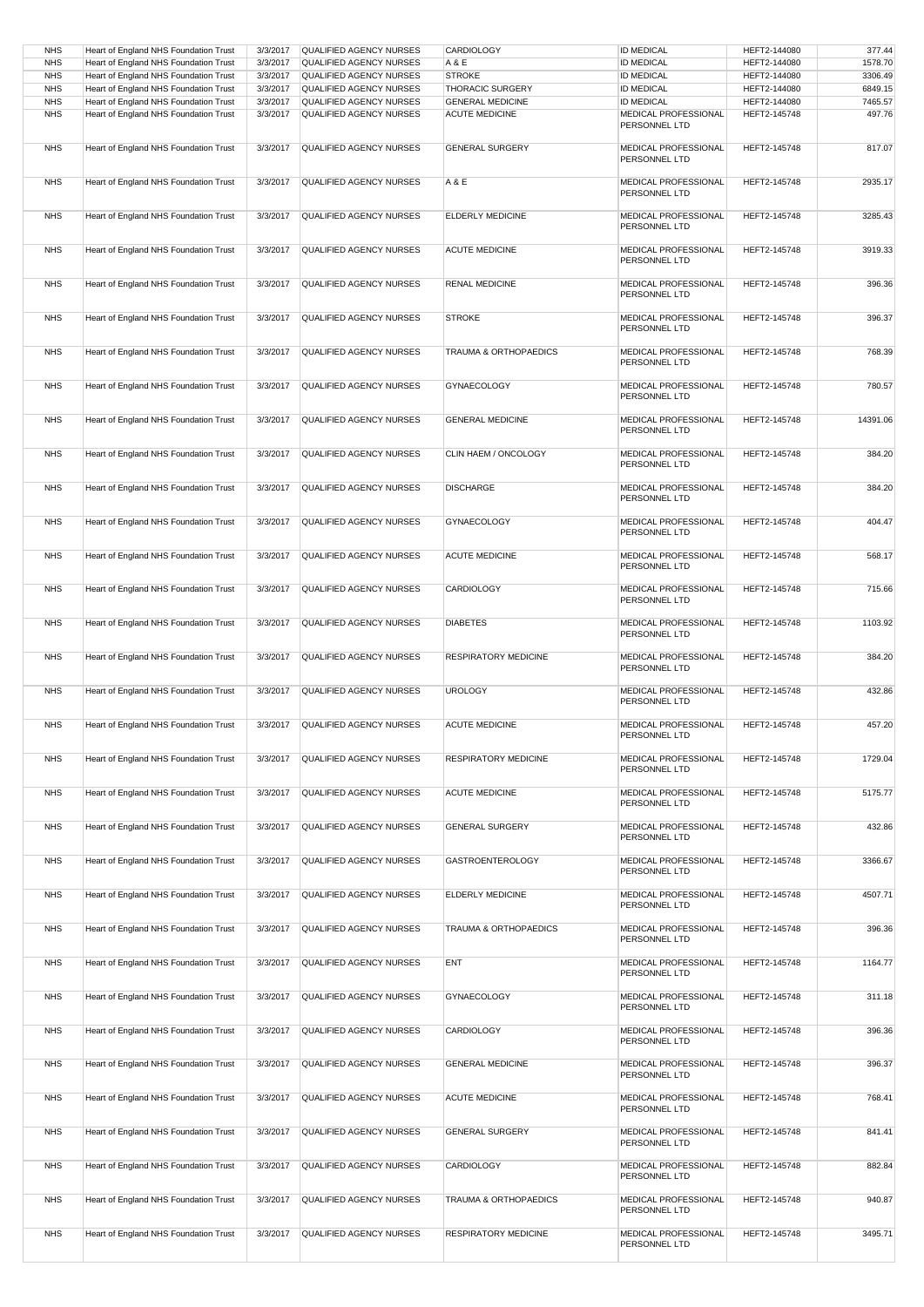| NHS | Heart of England NHS Foundation Trust | 3/3/2017 | QUALIFIED AGENCY NURSES | CARDIOLOGY | ID MEDICAL | HEFT2-144080 | 377.44 |
|---|---|---|---|---|---|---|---|
| NHS | Heart of England NHS Foundation Trust | 3/3/2017 | QUALIFIED AGENCY NURSES | A & E | ID MEDICAL | HEFT2-144080 | 1578.70 |
| NHS | Heart of England NHS Foundation Trust | 3/3/2017 | QUALIFIED AGENCY NURSES | STROKE | ID MEDICAL | HEFT2-144080 | 3306.49 |
| NHS | Heart of England NHS Foundation Trust | 3/3/2017 | QUALIFIED AGENCY NURSES | THORACIC SURGERY | ID MEDICAL | HEFT2-144080 | 6849.15 |
| NHS | Heart of England NHS Foundation Trust | 3/3/2017 | QUALIFIED AGENCY NURSES | GENERAL MEDICINE | ID MEDICAL | HEFT2-144080 | 7465.57 |
| NHS | Heart of England NHS Foundation Trust | 3/3/2017 | QUALIFIED AGENCY NURSES | ACUTE MEDICINE | MEDICAL PROFESSIONAL PERSONNEL LTD | HEFT2-145748 | 497.76 |
| NHS | Heart of England NHS Foundation Trust | 3/3/2017 | QUALIFIED AGENCY NURSES | GENERAL SURGERY | MEDICAL PROFESSIONAL PERSONNEL LTD | HEFT2-145748 | 817.07 |
| NHS | Heart of England NHS Foundation Trust | 3/3/2017 | QUALIFIED AGENCY NURSES | A & E | MEDICAL PROFESSIONAL PERSONNEL LTD | HEFT2-145748 | 2935.17 |
| NHS | Heart of England NHS Foundation Trust | 3/3/2017 | QUALIFIED AGENCY NURSES | ELDERLY MEDICINE | MEDICAL PROFESSIONAL PERSONNEL LTD | HEFT2-145748 | 3285.43 |
| NHS | Heart of England NHS Foundation Trust | 3/3/2017 | QUALIFIED AGENCY NURSES | ACUTE MEDICINE | MEDICAL PROFESSIONAL PERSONNEL LTD | HEFT2-145748 | 3919.33 |
| NHS | Heart of England NHS Foundation Trust | 3/3/2017 | QUALIFIED AGENCY NURSES | RENAL MEDICINE | MEDICAL PROFESSIONAL PERSONNEL LTD | HEFT2-145748 | 396.36 |
| NHS | Heart of England NHS Foundation Trust | 3/3/2017 | QUALIFIED AGENCY NURSES | STROKE | MEDICAL PROFESSIONAL PERSONNEL LTD | HEFT2-145748 | 396.37 |
| NHS | Heart of England NHS Foundation Trust | 3/3/2017 | QUALIFIED AGENCY NURSES | TRAUMA & ORTHOPAEDICS | MEDICAL PROFESSIONAL PERSONNEL LTD | HEFT2-145748 | 768.39 |
| NHS | Heart of England NHS Foundation Trust | 3/3/2017 | QUALIFIED AGENCY NURSES | GYNAECOLOGY | MEDICAL PROFESSIONAL PERSONNEL LTD | HEFT2-145748 | 780.57 |
| NHS | Heart of England NHS Foundation Trust | 3/3/2017 | QUALIFIED AGENCY NURSES | GENERAL MEDICINE | MEDICAL PROFESSIONAL PERSONNEL LTD | HEFT2-145748 | 14391.06 |
| NHS | Heart of England NHS Foundation Trust | 3/3/2017 | QUALIFIED AGENCY NURSES | CLIN HAEM / ONCOLOGY | MEDICAL PROFESSIONAL PERSONNEL LTD | HEFT2-145748 | 384.20 |
| NHS | Heart of England NHS Foundation Trust | 3/3/2017 | QUALIFIED AGENCY NURSES | DISCHARGE | MEDICAL PROFESSIONAL PERSONNEL LTD | HEFT2-145748 | 384.20 |
| NHS | Heart of England NHS Foundation Trust | 3/3/2017 | QUALIFIED AGENCY NURSES | GYNAECOLOGY | MEDICAL PROFESSIONAL PERSONNEL LTD | HEFT2-145748 | 404.47 |
| NHS | Heart of England NHS Foundation Trust | 3/3/2017 | QUALIFIED AGENCY NURSES | ACUTE MEDICINE | MEDICAL PROFESSIONAL PERSONNEL LTD | HEFT2-145748 | 568.17 |
| NHS | Heart of England NHS Foundation Trust | 3/3/2017 | QUALIFIED AGENCY NURSES | CARDIOLOGY | MEDICAL PROFESSIONAL PERSONNEL LTD | HEFT2-145748 | 715.66 |
| NHS | Heart of England NHS Foundation Trust | 3/3/2017 | QUALIFIED AGENCY NURSES | DIABETES | MEDICAL PROFESSIONAL PERSONNEL LTD | HEFT2-145748 | 1103.92 |
| NHS | Heart of England NHS Foundation Trust | 3/3/2017 | QUALIFIED AGENCY NURSES | RESPIRATORY MEDICINE | MEDICAL PROFESSIONAL PERSONNEL LTD | HEFT2-145748 | 384.20 |
| NHS | Heart of England NHS Foundation Trust | 3/3/2017 | QUALIFIED AGENCY NURSES | UROLOGY | MEDICAL PROFESSIONAL PERSONNEL LTD | HEFT2-145748 | 432.86 |
| NHS | Heart of England NHS Foundation Trust | 3/3/2017 | QUALIFIED AGENCY NURSES | ACUTE MEDICINE | MEDICAL PROFESSIONAL PERSONNEL LTD | HEFT2-145748 | 457.20 |
| NHS | Heart of England NHS Foundation Trust | 3/3/2017 | QUALIFIED AGENCY NURSES | RESPIRATORY MEDICINE | MEDICAL PROFESSIONAL PERSONNEL LTD | HEFT2-145748 | 1729.04 |
| NHS | Heart of England NHS Foundation Trust | 3/3/2017 | QUALIFIED AGENCY NURSES | ACUTE MEDICINE | MEDICAL PROFESSIONAL PERSONNEL LTD | HEFT2-145748 | 5175.77 |
| NHS | Heart of England NHS Foundation Trust | 3/3/2017 | QUALIFIED AGENCY NURSES | GENERAL SURGERY | MEDICAL PROFESSIONAL PERSONNEL LTD | HEFT2-145748 | 432.86 |
| NHS | Heart of England NHS Foundation Trust | 3/3/2017 | QUALIFIED AGENCY NURSES | GASTROENTEROLOGY | MEDICAL PROFESSIONAL PERSONNEL LTD | HEFT2-145748 | 3366.67 |
| NHS | Heart of England NHS Foundation Trust | 3/3/2017 | QUALIFIED AGENCY NURSES | ELDERLY MEDICINE | MEDICAL PROFESSIONAL PERSONNEL LTD | HEFT2-145748 | 4507.71 |
| NHS | Heart of England NHS Foundation Trust | 3/3/2017 | QUALIFIED AGENCY NURSES | TRAUMA & ORTHOPAEDICS | MEDICAL PROFESSIONAL PERSONNEL LTD | HEFT2-145748 | 396.36 |
| NHS | Heart of England NHS Foundation Trust | 3/3/2017 | QUALIFIED AGENCY NURSES | ENT | MEDICAL PROFESSIONAL PERSONNEL LTD | HEFT2-145748 | 1164.77 |
| NHS | Heart of England NHS Foundation Trust | 3/3/2017 | QUALIFIED AGENCY NURSES | GYNAECOLOGY | MEDICAL PROFESSIONAL PERSONNEL LTD | HEFT2-145748 | 311.18 |
| NHS | Heart of England NHS Foundation Trust | 3/3/2017 | QUALIFIED AGENCY NURSES | CARDIOLOGY | MEDICAL PROFESSIONAL PERSONNEL LTD | HEFT2-145748 | 396.36 |
| NHS | Heart of England NHS Foundation Trust | 3/3/2017 | QUALIFIED AGENCY NURSES | GENERAL MEDICINE | MEDICAL PROFESSIONAL PERSONNEL LTD | HEFT2-145748 | 396.37 |
| NHS | Heart of England NHS Foundation Trust | 3/3/2017 | QUALIFIED AGENCY NURSES | ACUTE MEDICINE | MEDICAL PROFESSIONAL PERSONNEL LTD | HEFT2-145748 | 768.41 |
| NHS | Heart of England NHS Foundation Trust | 3/3/2017 | QUALIFIED AGENCY NURSES | GENERAL SURGERY | MEDICAL PROFESSIONAL PERSONNEL LTD | HEFT2-145748 | 841.41 |
| NHS | Heart of England NHS Foundation Trust | 3/3/2017 | QUALIFIED AGENCY NURSES | CARDIOLOGY | MEDICAL PROFESSIONAL PERSONNEL LTD | HEFT2-145748 | 882.84 |
| NHS | Heart of England NHS Foundation Trust | 3/3/2017 | QUALIFIED AGENCY NURSES | TRAUMA & ORTHOPAEDICS | MEDICAL PROFESSIONAL PERSONNEL LTD | HEFT2-145748 | 940.87 |
| NHS | Heart of England NHS Foundation Trust | 3/3/2017 | QUALIFIED AGENCY NURSES | RESPIRATORY MEDICINE | MEDICAL PROFESSIONAL PERSONNEL LTD | HEFT2-145748 | 3495.71 |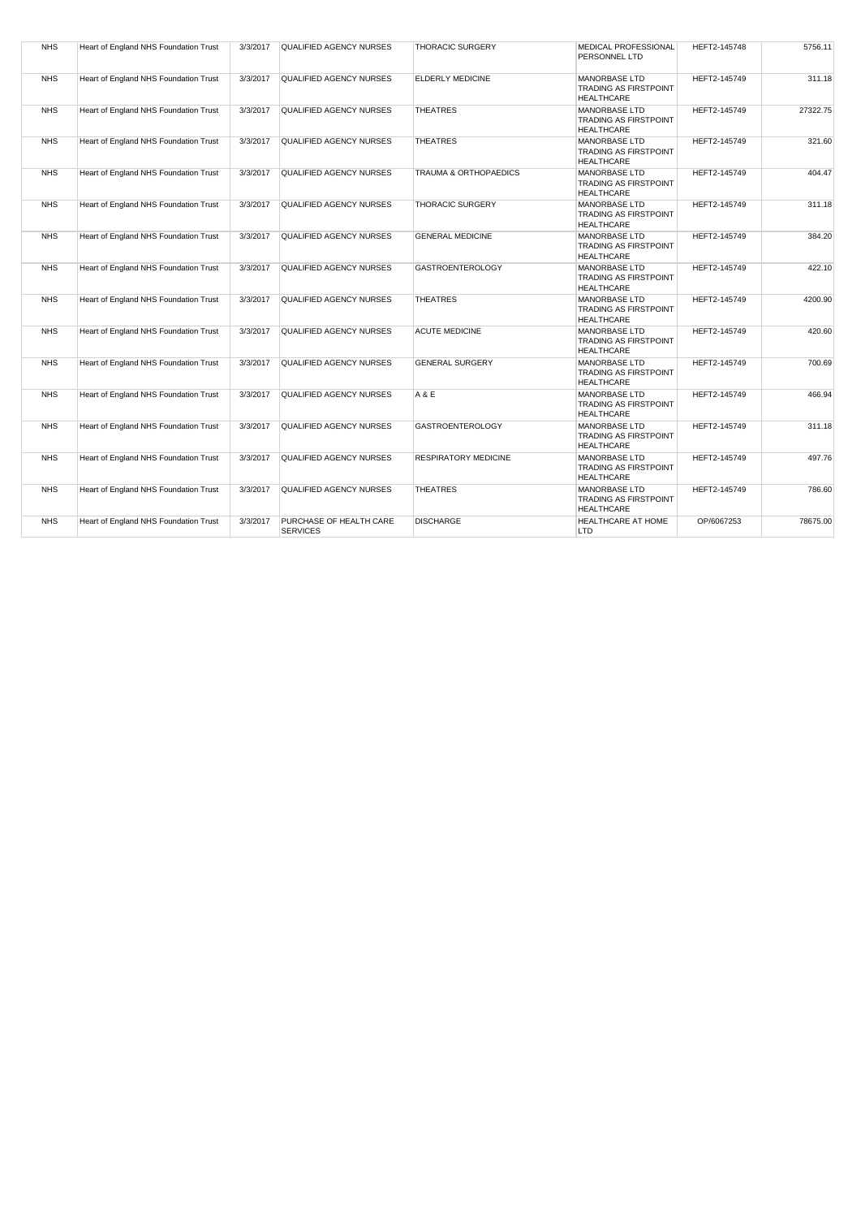| | | | | | | | |
|---|---|---|---|---|---|---|---|
| NHS | Heart of England NHS Foundation Trust | 3/3/2017 | QUALIFIED AGENCY NURSES | THORACIC SURGERY | MEDICAL PROFESSIONAL PERSONNEL LTD | HEFT2-145748 | 5756.11 |
| NHS | Heart of England NHS Foundation Trust | 3/3/2017 | QUALIFIED AGENCY NURSES | ELDERLY MEDICINE | MANORBASE LTD TRADING AS FIRSTPOINT HEALTHCARE | HEFT2-145749 | 311.18 |
| NHS | Heart of England NHS Foundation Trust | 3/3/2017 | QUALIFIED AGENCY NURSES | THEATRES | MANORBASE LTD TRADING AS FIRSTPOINT HEALTHCARE | HEFT2-145749 | 27322.75 |
| NHS | Heart of England NHS Foundation Trust | 3/3/2017 | QUALIFIED AGENCY NURSES | THEATRES | MANORBASE LTD TRADING AS FIRSTPOINT HEALTHCARE | HEFT2-145749 | 321.60 |
| NHS | Heart of England NHS Foundation Trust | 3/3/2017 | QUALIFIED AGENCY NURSES | TRAUMA & ORTHOPAEDICS | MANORBASE LTD TRADING AS FIRSTPOINT HEALTHCARE | HEFT2-145749 | 404.47 |
| NHS | Heart of England NHS Foundation Trust | 3/3/2017 | QUALIFIED AGENCY NURSES | THORACIC SURGERY | MANORBASE LTD TRADING AS FIRSTPOINT HEALTHCARE | HEFT2-145749 | 311.18 |
| NHS | Heart of England NHS Foundation Trust | 3/3/2017 | QUALIFIED AGENCY NURSES | GENERAL MEDICINE | MANORBASE LTD TRADING AS FIRSTPOINT HEALTHCARE | HEFT2-145749 | 384.20 |
| NHS | Heart of England NHS Foundation Trust | 3/3/2017 | QUALIFIED AGENCY NURSES | GASTROENTEROLOGY | MANORBASE LTD TRADING AS FIRSTPOINT HEALTHCARE | HEFT2-145749 | 422.10 |
| NHS | Heart of England NHS Foundation Trust | 3/3/2017 | QUALIFIED AGENCY NURSES | THEATRES | MANORBASE LTD TRADING AS FIRSTPOINT HEALTHCARE | HEFT2-145749 | 4200.90 |
| NHS | Heart of England NHS Foundation Trust | 3/3/2017 | QUALIFIED AGENCY NURSES | ACUTE MEDICINE | MANORBASE LTD TRADING AS FIRSTPOINT HEALTHCARE | HEFT2-145749 | 420.60 |
| NHS | Heart of England NHS Foundation Trust | 3/3/2017 | QUALIFIED AGENCY NURSES | GENERAL SURGERY | MANORBASE LTD TRADING AS FIRSTPOINT HEALTHCARE | HEFT2-145749 | 700.69 |
| NHS | Heart of England NHS Foundation Trust | 3/3/2017 | QUALIFIED AGENCY NURSES | A & E | MANORBASE LTD TRADING AS FIRSTPOINT HEALTHCARE | HEFT2-145749 | 466.94 |
| NHS | Heart of England NHS Foundation Trust | 3/3/2017 | QUALIFIED AGENCY NURSES | GASTROENTEROLOGY | MANORBASE LTD TRADING AS FIRSTPOINT HEALTHCARE | HEFT2-145749 | 311.18 |
| NHS | Heart of England NHS Foundation Trust | 3/3/2017 | QUALIFIED AGENCY NURSES | RESPIRATORY MEDICINE | MANORBASE LTD TRADING AS FIRSTPOINT HEALTHCARE | HEFT2-145749 | 497.76 |
| NHS | Heart of England NHS Foundation Trust | 3/3/2017 | QUALIFIED AGENCY NURSES | THEATRES | MANORBASE LTD TRADING AS FIRSTPOINT HEALTHCARE | HEFT2-145749 | 786.60 |
| NHS | Heart of England NHS Foundation Trust | 3/3/2017 | PURCHASE OF HEALTH CARE SERVICES | DISCHARGE | HEALTHCARE AT HOME LTD | OP/6067253 | 78675.00 |